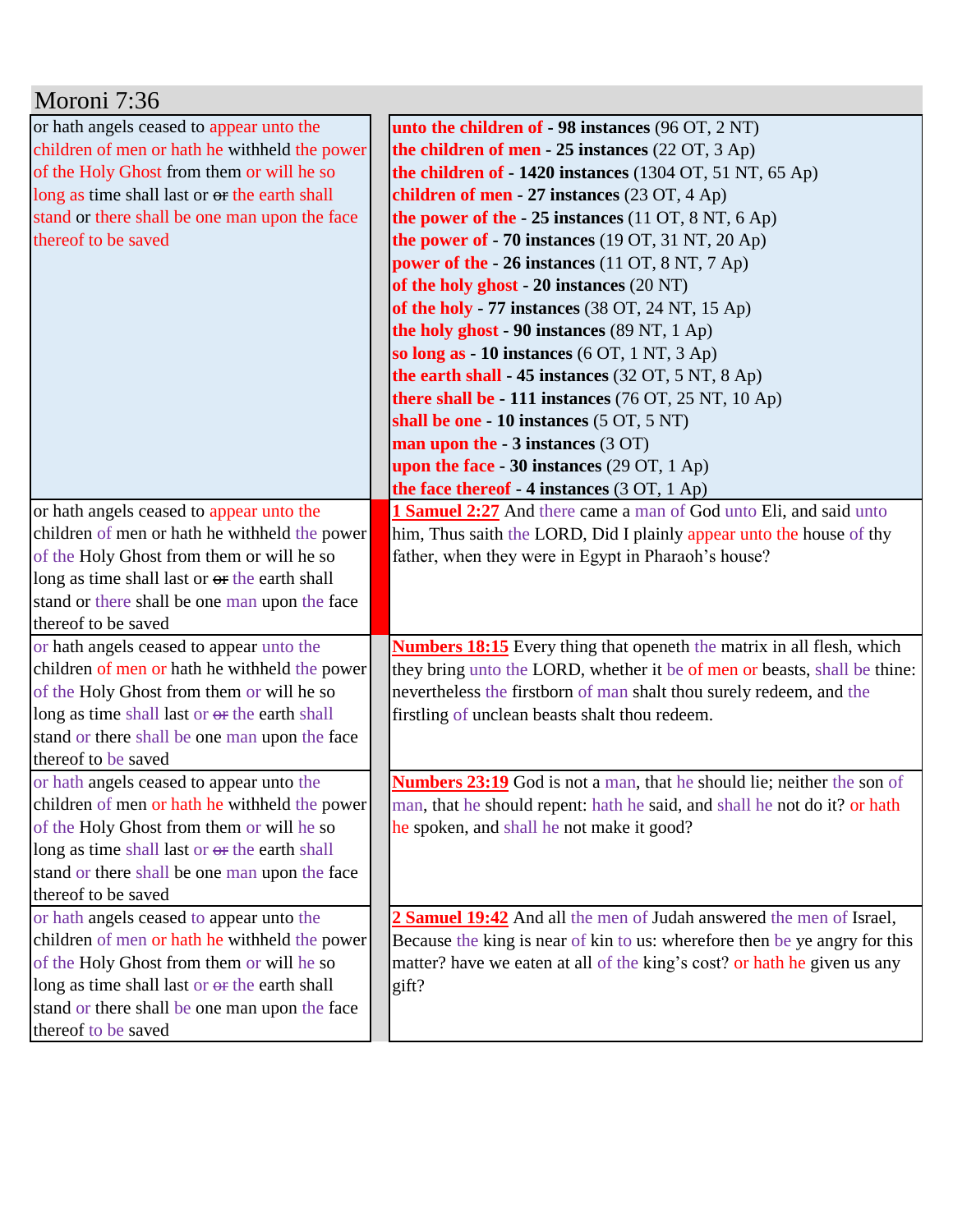## Moroni 7:36

| | |
|---|---|
| or hath angels ceased to appear unto the children of men or hath he withheld the power of the Holy Ghost from them or will he so long as time shall last or ~~or~~ the earth shall stand or there shall be one man upon the face thereof to be saved | **unto the children of - 98 instances** (96 OT, 2 NT)<br>**the children of men - 25 instances** (22 OT, 3 Ap)<br>**the children of - 1420 instances** (1304 OT, 51 NT, 65 Ap)<br>**children of men - 27 instances** (23 OT, 4 Ap)<br>**the power of the - 25 instances** (11 OT, 8 NT, 6 Ap)<br>**the power of - 70 instances** (19 OT, 31 NT, 20 Ap)<br>**power of the - 26 instances** (11 OT, 8 NT, 7 Ap)<br>**of the holy ghost - 20 instances** (20 NT)<br>**of the holy - 77 instances** (38 OT, 24 NT, 15 Ap)<br>**the holy ghost - 90 instances** (89 NT, 1 Ap)<br>**so long as - 10 instances** (6 OT, 1 NT, 3 Ap)<br>**the earth shall - 45 instances** (32 OT, 5 NT, 8 Ap)<br>**there shall be - 111 instances** (76 OT, 25 NT, 10 Ap)<br>**shall be one - 10 instances** (5 OT, 5 NT)<br>**man upon the - 3 instances** (3 OT)<br>**upon the face - 30 instances** (29 OT, 1 Ap)<br>**the face thereof - 4 instances** (3 OT, 1 Ap) |
| or hath angels ceased to appear unto the children of men or hath he withheld the power of the Holy Ghost from them or will he so long as time shall last or ~~or~~ the earth shall stand or there shall be one man upon the face thereof to be saved | **1 Samuel 2:27** And there came a man of God unto Eli, and said unto him, Thus saith the LORD, Did I plainly appear unto the house of thy father, when they were in Egypt in Pharaoh's house? |
| or hath angels ceased to appear unto the children of men or hath he withheld the power of the Holy Ghost from them or will he so long as time shall last or ~~or~~ the earth shall stand or there shall be one man upon the face thereof to be saved | **Numbers 18:15** Every thing that openeth the matrix in all flesh, which they bring unto the LORD, whether it be of men or beasts, shall be thine: nevertheless the firstborn of man shalt thou surely redeem, and the firstling of unclean beasts shalt thou redeem. |
| or hath angels ceased to appear unto the children of men or hath he withheld the power of the Holy Ghost from them or will he so long as time shall last or ~~or~~ the earth shall stand or there shall be one man upon the face thereof to be saved | **Numbers 23:19** God is not a man, that he should lie; neither the son of man, that he should repent: hath he said, and shall he not do it? or hath he spoken, and shall he not make it good? |
| or hath angels ceased to appear unto the children of men or hath he withheld the power of the Holy Ghost from them or will he so long as time shall last or ~~or~~ the earth shall stand or there shall be one man upon the face thereof to be saved | **2 Samuel 19:42** And all the men of Judah answered the men of Israel, Because the king is near of kin to us: wherefore then be ye angry for this matter? have we eaten at all of the king's cost? or hath he given us any gift? |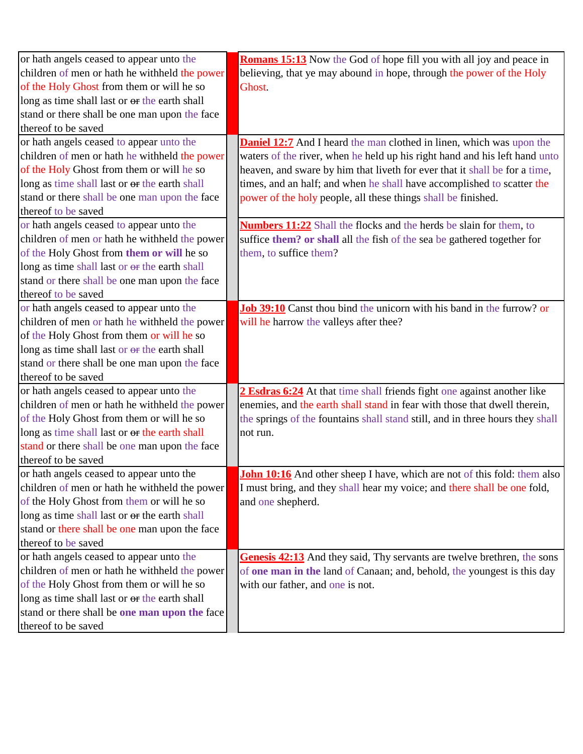| | | |
|---|---|---|
| or hath angels ceased to appear unto the children of men or hath he withheld the power of the Holy Ghost from them or will he so long as time shall last or ~~or~~ the earth shall stand or there shall be one man upon the face thereof to be saved | | **Romans 15:13** Now the God of hope fill you with all joy and peace in believing, that ye may abound in hope, through the power of the Holy Ghost. |
| or hath angels ceased to appear unto the children of men or hath he withheld the power of the Holy Ghost from them or will he so long as time shall last or ~~or~~ the earth shall stand or there shall be one man upon the face thereof to be saved | | **Daniel 12:7** And I heard the man clothed in linen, which was upon the waters of the river, when he held up his right hand and his left hand unto heaven, and sware by him that liveth for ever that it shall be for a time, times, and an half; and when he shall have accomplished to scatter the power of the holy people, all these things shall be finished. |
| or hath angels ceased to appear unto the children of men or hath he withheld the power of the Holy Ghost from **them or will** he so long as time shall last or ~~or~~ the earth shall stand or there shall be one man upon the face thereof to be saved | | **Numbers 11:22** Shall the flocks and the herds be slain for them, to suffice **them? or shall** all the fish of the sea be gathered together for them, to suffice them? |
| or hath angels ceased to appear unto the children of men or hath he withheld the power of the Holy Ghost from them or will he so long as time shall last or ~~or~~ the earth shall stand or there shall be one man upon the face thereof to be saved | | **Job 39:10** Canst thou bind the unicorn with his band in the furrow? or will he harrow the valleys after thee? |
| or hath angels ceased to appear unto the children of men or hath he withheld the power of the Holy Ghost from them or will he so long as time shall last or ~~or~~ the earth shall stand or there shall be one man upon the face thereof to be saved | | **2 Esdras 6:24** At that time shall friends fight one against another like enemies, and the earth shall stand in fear with those that dwell therein, the springs of the fountains shall stand still, and in three hours they shall not run. |
| or hath angels ceased to appear unto the children of men or hath he withheld the power of the Holy Ghost from them or will he so long as time shall last or ~~or~~ the earth shall stand or there shall be one man upon the face thereof to be saved | | **John 10:16** And other sheep I have, which are not of this fold: them also I must bring, and they shall hear my voice; and there shall be one fold, and one shepherd. |
| or hath angels ceased to appear unto the children of men or hath he withheld the power of the Holy Ghost from them or will he so long as time shall last or ~~or~~ the earth shall stand or there shall be **one man upon the** face thereof to be saved | | **Genesis 42:13** And they said, Thy servants are twelve brethren, the sons of **one man in the** land of Canaan; and, behold, the youngest is this day with our father, and one is not. |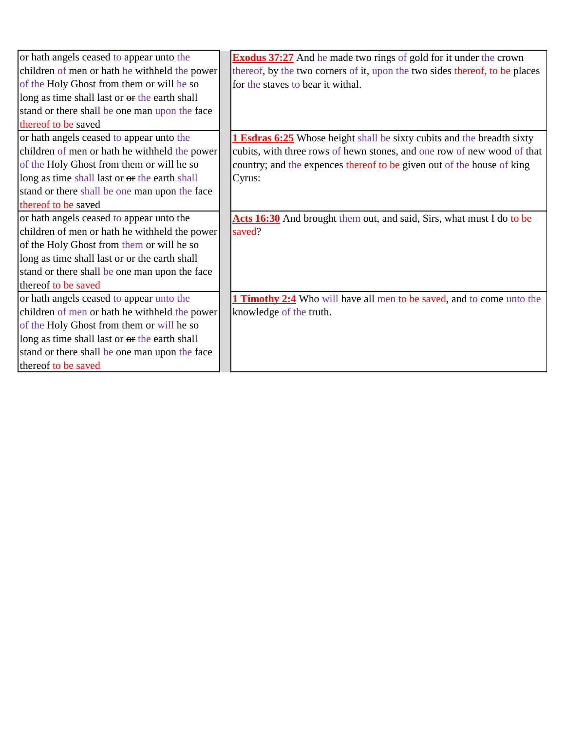| | |
|---|---|
| or hath angels ceased to appear unto the children of men or hath he withheld the power of the Holy Ghost from them or will he so long as time shall last or ~~or~~ the earth shall stand or there shall be one man upon the face thereof to be saved | **Exodus 37:27** And he made two rings of gold for it under the crown thereof, by the two corners of it, upon the two sides thereof, to be places for the staves to bear it withal. |
| or hath angels ceased to appear unto the children of men or hath he withheld the power of the Holy Ghost from them or will he so long as time shall last or ~~or~~ the earth shall stand or there shall be one man upon the face thereof to be saved | **1 Esdras 6:25** Whose height shall be sixty cubits and the breadth sixty cubits, with three rows of hewn stones, and one row of new wood of that country; and the expences thereof to be given out of the house of king Cyrus: |
| or hath angels ceased to appear unto the children of men or hath he withheld the power of the Holy Ghost from them or will he so long as time shall last or ~~or~~ the earth shall stand or there shall be one man upon the face thereof to be saved | **Acts 16:30** And brought them out, and said, Sirs, what must I do to be saved? |
| or hath angels ceased to appear unto the children of men or hath he withheld the power of the Holy Ghost from them or will he so long as time shall last or ~~or~~ the earth shall stand or there shall be one man upon the face thereof to be saved | **1 Timothy 2:4** Who will have all men to be saved, and to come unto the knowledge of the truth. |